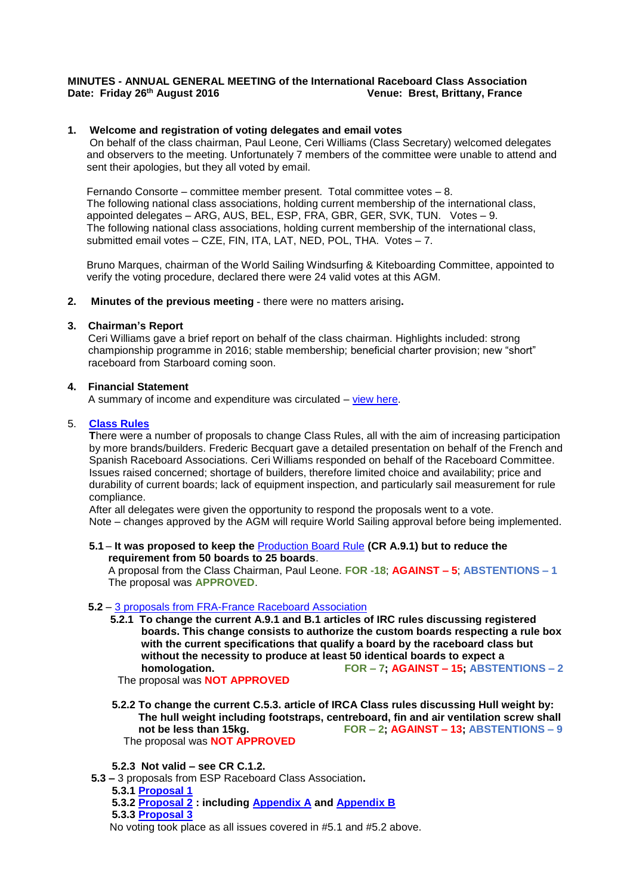**MINUTES - ANNUAL GENERAL MEETING of the International Raceboard Class Association**
**Date: Friday 26th August 2016** **Venue: Brest, Brittany, France**

## 1. Welcome and registration of voting delegates and email votes

On behalf of the class chairman, Paul Leone, Ceri Williams (Class Secretary) welcomed delegates and observers to the meeting. Unfortunately 7 members of the committee were unable to attend and sent their apologies, but they all voted by email.

Fernando Consorte – committee member present. Total committee votes – 8.
The following national class associations, holding current membership of the international class, appointed delegates – ARG, AUS, BEL, ESP, FRA, GBR, GER, SVK, TUN. Votes – 9.
The following national class associations, holding current membership of the international class, submitted email votes – CZE, FIN, ITA, LAT, NED, POL, THA. Votes – 7.

Bruno Marques, chairman of the World Sailing Windsurfing & Kiteboarding Committee, appointed to verify the voting procedure, declared there were 24 valid votes at this AGM.

## 2. Minutes of the previous meeting - there were no matters arising.

## 3. Chairman's Report

Ceri Williams gave a brief report on behalf of the class chairman. Highlights included: strong championship programme in 2016; stable membership; beneficial charter provision; new "short" raceboard from Starboard coming soon.

## 4. Financial Statement

A summary of income and expenditure was circulated – view here.

## 5. Class Rules

There were a number of proposals to change Class Rules, all with the aim of increasing participation by more brands/builders. Frederic Becquart gave a detailed presentation on behalf of the French and Spanish Raceboard Associations. Ceri Williams responded on behalf of the Raceboard Committee. Issues raised concerned; shortage of builders, therefore limited choice and availability; price and durability of current boards; lack of equipment inspection, and particularly sail measurement for rule compliance.
After all delegates were given the opportunity to respond the proposals went to a vote.
Note – changes approved by the AGM will require World Sailing approval before being implemented.

**5.1** – **It was proposed to keep the** Production Board Rule **(CR A.9.1) but to reduce the requirement from 50 boards to 25 boards**.
A proposal from the Class Chairman, Paul Leone. **FOR -18**; **AGAINST – 5**; **ABSTENTIONS – 1**
The proposal was **APPROVED**.

**5.2** – 3 proposals from FRA-France Raceboard Association

**5.2.1 To change the current A.9.1 and B.1 articles of IRC rules discussing registered boards. This change consists to authorize the custom boards respecting a rule box with the current specifications that qualify a board by the raceboard class but without the necessity to produce at least 50 identical boards to expect a homologation.** **FOR – 7; AGAINST – 15; ABSTENTIONS – 2**
The proposal was **NOT APPROVED**

**5.2.2 To change the current C.5.3. article of IRCA Class rules discussing Hull weight by: The hull weight including footstraps, centreboard, fin and air ventilation screw shall not be less than 15kg.** **FOR – 2; AGAINST – 13; ABSTENTIONS – 9**
The proposal was **NOT APPROVED**

**5.2.3 Not valid – see CR C.1.2.**

**5.3 –** 3 proposals from ESP Raceboard Class Association**.**

**5.3.1 Proposal 1**
**5.3.2 Proposal 2 : including Appendix A and Appendix B**
**5.3.3 Proposal 3**

No voting took place as all issues covered in #5.1 and #5.2 above.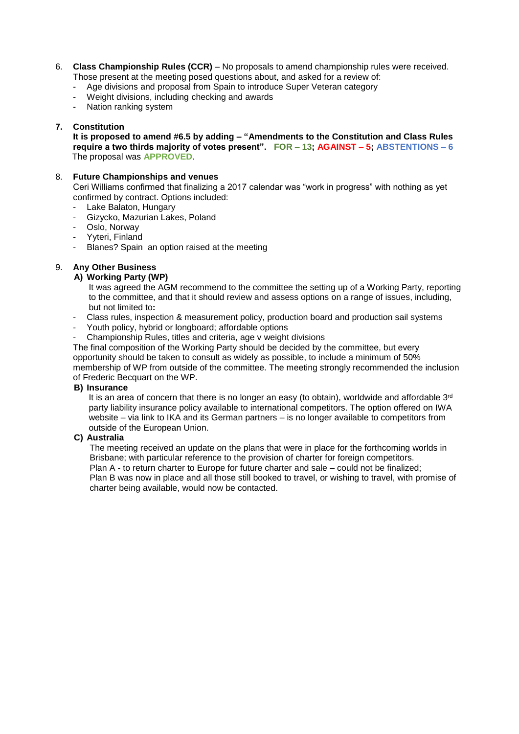6. **Class Championship Rules (CCR)** – No proposals to amend championship rules were received. Those present at the meeting posed questions about, and asked for a review of:
   - Age divisions and proposal from Spain to introduce Super Veteran category
   - Weight divisions, including checking and awards
   - Nation ranking system

7. **Constitution**
   **It is proposed to amend #6.5 by adding – "Amendments to the Constitution and Class Rules require a two thirds majority of votes present". FOR – 13; AGAINST – 5; ABSTENTIONS – 6**
   The proposal was **APPROVED**.

8. **Future Championships and venues**
   Ceri Williams confirmed that finalizing a 2017 calendar was "work in progress" with nothing as yet confirmed by contract. Options included:
   - Lake Balaton, Hungary
   - Gizycko, Mazurian Lakes, Poland
   - Oslo, Norway
   - Yyteri, Finland
   - Blanes? Spain an option raised at the meeting

9. **Any Other Business**

   **A) Working Party (WP)**

   It was agreed the AGM recommend to the committee the setting up of a Working Party, reporting to the committee, and that it should review and assess options on a range of issues, including, but not limited to**:**
   - Class rules, inspection & measurement policy, production board and production sail systems
   - Youth policy, hybrid or longboard; affordable options
   - Championship Rules, titles and criteria, age v weight divisions

   The final composition of the Working Party should be decided by the committee, but every opportunity should be taken to consult as widely as possible, to include a minimum of 50% membership of WP from outside of the committee. The meeting strongly recommended the inclusion of Frederic Becquart on the WP.

   **B) Insurance**

   It is an area of concern that there is no longer an easy (to obtain), worldwide and affordable 3rd party liability insurance policy available to international competitors. The option offered on IWA website – via link to IKA and its German partners – is no longer available to competitors from outside of the European Union.

   **C) Australia**

   The meeting received an update on the plans that were in place for the forthcoming worlds in Brisbane; with particular reference to the provision of charter for foreign competitors.
   Plan A - to return charter to Europe for future charter and sale – could not be finalized;
   Plan B was now in place and all those still booked to travel, or wishing to travel, with promise of charter being available, would now be contacted.